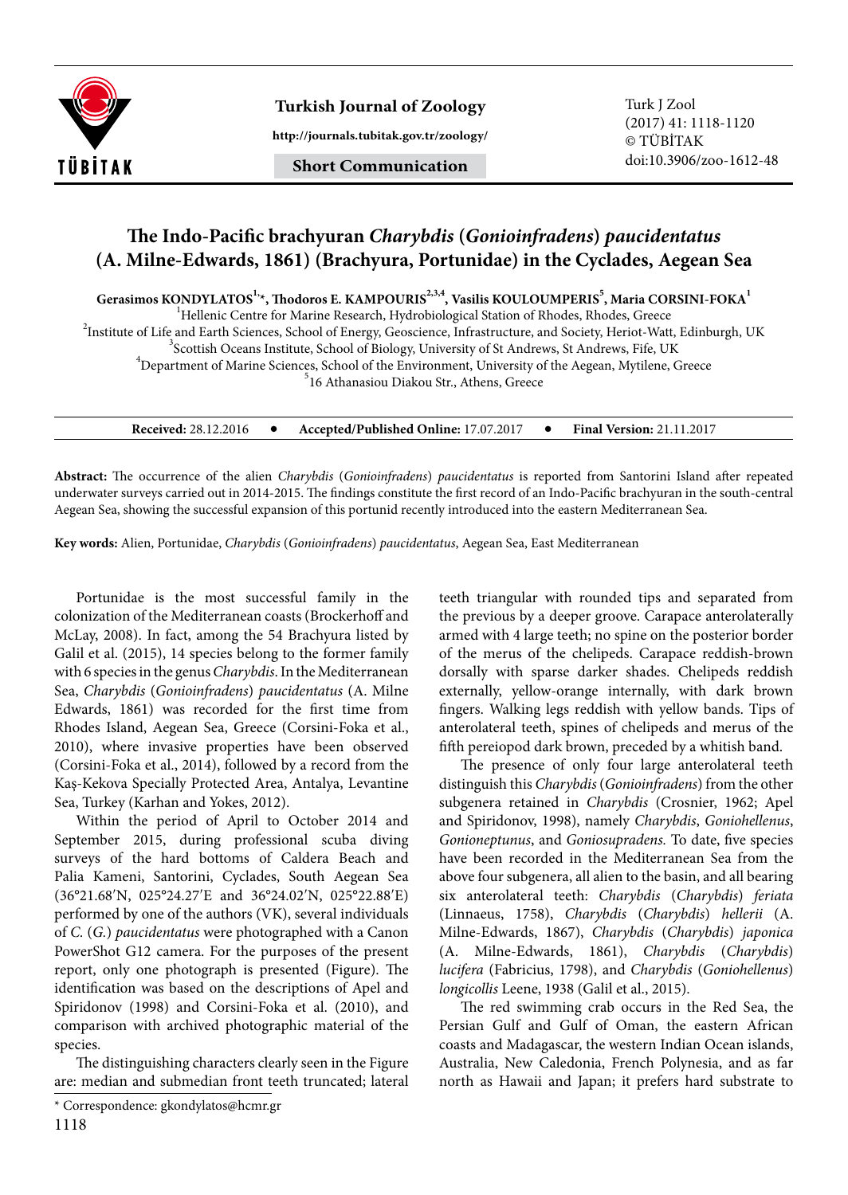Short Communication

# The Indo-Pacific brachyuran *Charybdis* (*Goniohfradens*) *paucidentatus* (A. Milne-Edwards, 1861) (Brachyura, Portunidae) in the Cyclades, Aegean Sea

**Gerasimos KONDYLATOS[1,*], Thodoros E. KAMPOURIS[2,3,4], Vasilis KOULOUMPERIS[5], Maria CORSINI-FOKA[1]**

[1]Hellenic Centre for Marine Research, Hydrobiological Station of Rhodes, Rhodes, Greece
[2]Institute of Life and Earth Sciences, School of Energy, Geoscience, Infrastructure, and Society, Heriot-Watt, Edinburgh, UK
[3]Scottish Oceans Institute, School of Biology, University of St Andrews, St Andrews, Fife, UK
[4]Department of Marine Sciences, School of the Environment, University of the Aegean, Mytilene, Greece
[5]16 Athanasiou Diakou Str., Athens, Greece

**Received:** 28.12.2016 • **Accepted/Published Online:** 17.07.2017 • **Final Version:** 21.11.2017

**Abstract:** The occurrence of the alien *Charybdis* (*Goniohfradens*) *paucidentatus* is reported from Santorini Island after repeated underwater surveys carried out in 2014-2015. The findings constitute the first record of an Indo-Pacific brachyuran in the south-central Aegean Sea, showing the successful expansion of this portunid recently introduced into the eastern Mediterranean Sea.

**Key words:** Alien, Portunidae, *Charybdis* (*Goniohfradens*) *paucidentatus*, Aegean Sea, East Mediterranean

Portunidae is the most successful family in the colonization of the Mediterranean coasts (Brockerhoff and McLay, 2008). In fact, among the 54 Brachyura listed by Galil et al. (2015), 14 species belong to the former family with 6 species in the genus *Charybdis*. In the Mediterranean Sea, *Charybdis* (*Goniohfradens*) *paucidentatus* (A. Milne Edwards, 1861) was recorded for the first time from Rhodes Island, Aegean Sea, Greece (Corsini-Foka et al., 2010), where invasive properties have been observed (Corsini-Foka et al., 2014), followed by a record from the Kaş-Kekova Specially Protected Area, Antalya, Levantine Sea, Turkey (Karhan and Yokes, 2012).

Within the period of April to October 2014 and September 2015, during professional scuba diving surveys of the hard bottoms of Caldera Beach and Palia Kameni, Santorini, Cyclades, South Aegean Sea (36°21.68′N, 025°24.27′E and 36°24.02′N, 025°22.88′E) performed by one of the authors (VK), several individuals of *C.* (*G.*) *paucidentatus* were photographed with a Canon PowerShot G12 camera. For the purposes of the present report, only one photograph is presented (Figure). The identification was based on the descriptions of Apel and Spiridonov (1998) and Corsini-Foka et al. (2010), and comparison with archived photographic material of the species.

The distinguishing characters clearly seen in the Figure are: median and submedian front teeth truncated; lateral teeth triangular with rounded tips and separated from the previous by a deeper groove. Carapace anterolaterally armed with 4 large teeth; no spine on the posterior border of the merus of the chelipeds. Carapace reddish-brown dorsally with sparse darker shades. Chelipeds reddish externally, yellow-orange internally, with dark brown fingers. Walking legs reddish with yellow bands. Tips of anterolateral teeth, spines of chelipeds and merus of the fifth pereiopod dark brown, preceded by a whitish band.

The presence of only four large anterolateral teeth distinguish this *Charybdis* (*Goniohfradens*) from the other subgenera retained in *Charybdis* (Crosnier, 1962; Apel and Spiridonov, 1998), namely *Charybdis*, *Goniohellenus*, *Gonioneptunus*, and *Goniosupradens.* To date, five species have been recorded in the Mediterranean Sea from the above four subgenera, all alien to the basin, and all bearing six anterolateral teeth: *Charybdis* (*Charybdis*) *feriata* (Linnaeus, 1758), *Charybdis* (*Charybdis*) *hellerii* (A. Milne-Edwards, 1867), *Charybdis* (*Charybdis*) *japonica* (A. Milne-Edwards, 1861), *Charybdis* (*Charybdis*) *lucifera* (Fabricius, 1798), and *Charybdis* (*Goniohellenus*) *longicollis* Leene, 1938 (Galil et al., 2015).

The red swimming crab occurs in the Red Sea, the Persian Gulf and Gulf of Oman, the eastern African coasts and Madagascar, the western Indian Ocean islands, Australia, New Caledonia, French Polynesia, and as far north as Hawaii and Japan; it prefers hard substrate to

\* Correspondence: gkondylatos@hcmr.gr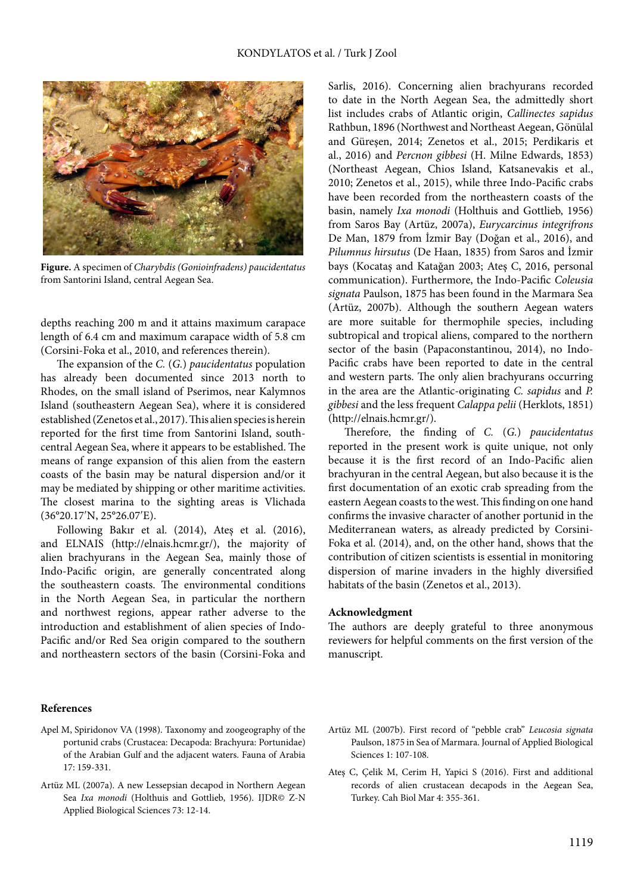**Figure.** A specimen of *Charybdis (Goniohellenus) paucidentatus* from Santorini Island, central Aegean Sea.

depths reaching 200 m and it attains maximum carapace length of 6.4 cm and maximum carapace width of 5.8 cm (Corsini-Foka et al., 2010, and references therein).

The expansion of the *C.* (*G.*) *paucidentatus* population has already been documented since 2013 north to Rhodes, on the small island of Pserimos, near Kalymnos Island (southeastern Aegean Sea), where it is considered established (Zenetos et al., 2017). This alien species is herein reported for the first time from Santorini Island, south-central Aegean Sea, where it appears to be established. The means of range expansion of this alien from the eastern coasts of the basin may be natural dispersion and/or it may be mediated by shipping or other maritime activities. The closest marina to the sighting areas is Vlichada (36°20.17′N, 25°26.07′E).

Following Bakır et al. (2014), Ateş et al. (2016), and ELNAIS (http://elnais.hcmr.gr/), the majority of alien brachyurans in the Aegean Sea, mainly those of Indo-Pacific origin, are generally concentrated along the southeastern coasts. The environmental conditions in the North Aegean Sea, in particular the northern and northwest regions, appear rather adverse to the introduction and establishment of alien species of Indo-Pacific and/or Red Sea origin compared to the southern and northeastern sectors of the basin (Corsini-Foka and Sarlis, 2016). Concerning alien brachyurans recorded to date in the North Aegean Sea, the admittedly short list includes crabs of Atlantic origin, *Callinectes sapidus* Rathbun, 1896 (Northwest and Northeast Aegean, Gönülal and Güreşen, 2014; Zenetos et al., 2015; Perdikaris et al., 2016) and *Percnon gibbesi* (H. Milne Edwards, 1853) (Northeast Aegean, Chios Island, Katsanevakis et al., 2010; Zenetos et al., 2015), while three Indo-Pacific crabs have been recorded from the northeastern coasts of the basin, namely *Ixa monodi* (Holthuis and Gottlieb, 1956) from Saros Bay (Artüz, 2007a), *Eurycarcinus integrifrons* De Man, 1879 from İzmir Bay (Doğan et al., 2016), and *Pilumnus hirsutus* (De Haan, 1835) from Saros and İzmir bays (Kocataş and Katağan 2003; Ateş C, 2016, personal communication). Furthermore, the Indo-Pacific *Coleusia signata* Paulson, 1875 has been found in the Marmara Sea (Artüz, 2007b). Although the southern Aegean waters are more suitable for thermophile species, including subtropical and tropical aliens, compared to the northern sector of the basin (Papaconstantinou, 2014), no Indo-Pacific crabs have been reported to date in the central and western parts. The only alien brachyurans occurring in the area are the Atlantic-originating *C. sapidus* and *P. gibbesi* and the less frequent *Calappa pelii* (Herklots, 1851) (http://elnais.hcmr.gr/).

Therefore, the finding of *C.* (*G.*) *paucidentatus* reported in the present work is quite unique, not only because it is the first record of an Indo-Pacific alien brachyuran in the central Aegean, but also because it is the first documentation of an exotic crab spreading from the eastern Aegean coasts to the west. This finding on one hand confirms the invasive character of another portunid in the Mediterranean waters, as already predicted by Corsini-Foka et al. (2014), and, on the other hand, shows that the contribution of citizen scientists is essential in monitoring dispersion of marine invaders in the highly diversified habitats of the basin (Zenetos et al., 2013).

## Acknowledgment

The authors are deeply grateful to three anonymous reviewers for helpful comments on the first version of the manuscript.

## References

Apel M, Spiridonov VA (1998). Taxonomy and zoogeography of the portunid crabs (Crustacea: Decapoda: Brachyura: Portunidae) of the Arabian Gulf and the adjacent waters. Fauna of Arabia 17: 159-331.

Artüz ML (2007a). A new Lessepsian decapod in Northern Aegean Sea *Ixa monodi* (Holthuis and Gottlieb, 1956). IJDR© Z-N Applied Biological Sciences 73: 12-14.

Artüz ML (2007b). First record of "pebble crab" *Leucosia signata* Paulson, 1875 in Sea of Marmara. Journal of Applied Biological Sciences 1: 107-108.

Ateş C, Çelik M, Cerim H, Yapici S (2016). First and additional records of alien crustacean decapods in the Aegean Sea, Turkey. Cah Biol Mar 4: 355-361.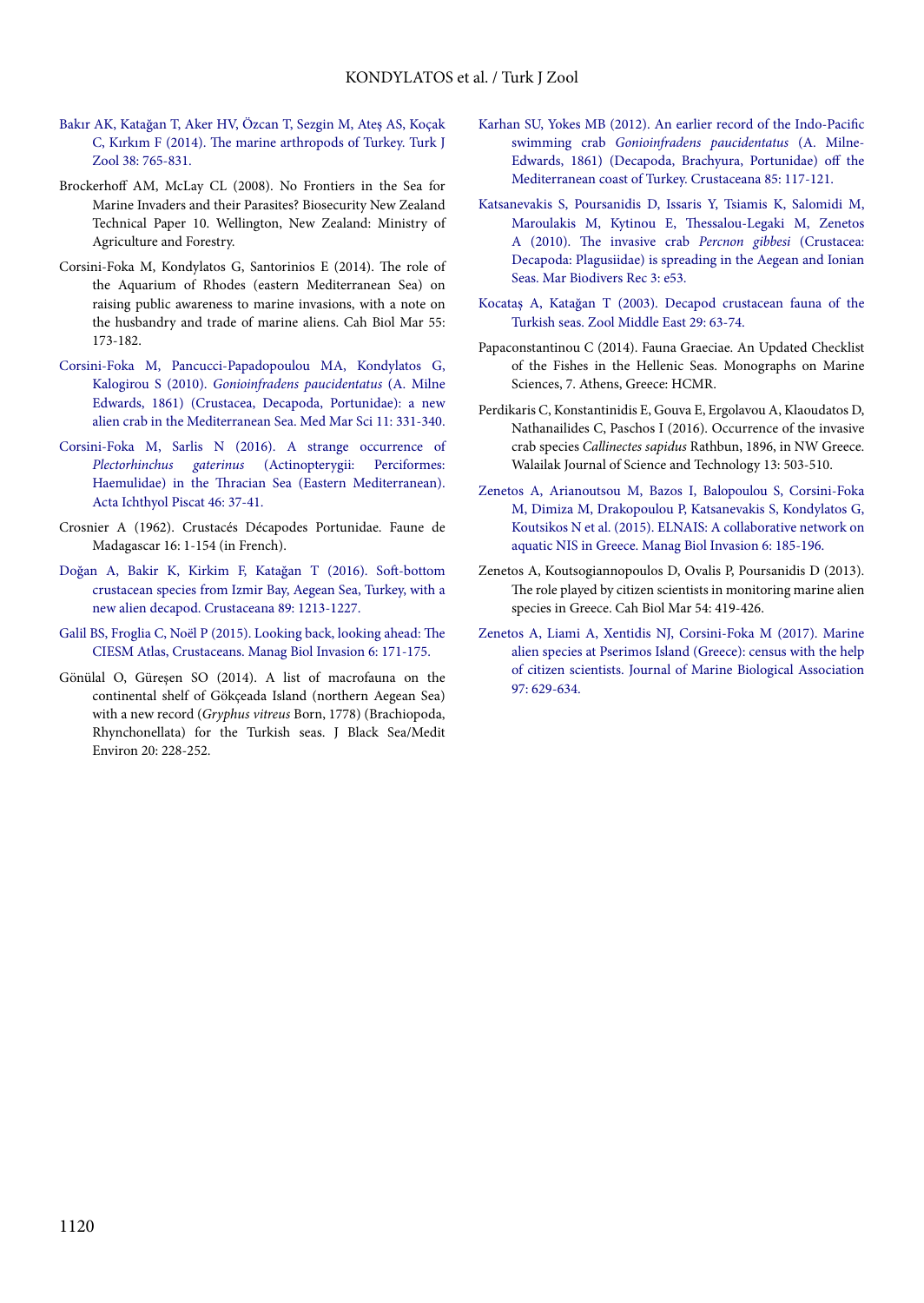Bakır AK, Katağan T, Aker HV, Özcan T, Sezgin M, Ateş AS, Koçak C, Kırkım F (2014). The marine arthropods of Turkey. Turk J Zool 38: 765-831.

Brockerhoff AM, McLay CL (2008). No Frontiers in the Sea for Marine Invaders and their Parasites? Biosecurity New Zealand Technical Paper 10. Wellington, New Zealand: Ministry of Agriculture and Forestry.

Corsini-Foka M, Kondylatos G, Santorinios E (2014). The role of the Aquarium of Rhodes (eastern Mediterranean Sea) on raising public awareness to marine invasions, with a note on the husbandry and trade of marine aliens. Cah Biol Mar 55: 173-182.

Corsini-Foka M, Pancucci-Papadopoulou MA, Kondylatos G, Kalogirou S (2010). *Gonioinfradens paucidentatus* (A. Milne Edwards, 1861) (Crustacea, Decapoda, Portunidae): a new alien crab in the Mediterranean Sea. Med Mar Sci 11: 331-340.

Corsini-Foka M, Sarlis N (2016). A strange occurrence of *Plectorhinchus gaterinus* (Actinopterygii: Perciformes: Haemulidae) in the Thracian Sea (Eastern Mediterranean). Acta Ichthyol Piscat 46: 37-41.

Crosnier A (1962). Crustacés Décapodes Portunidae. Faune de Madagascar 16: 1-154 (in French).

Doğan A, Bakir K, Kirkim F, Katağan T (2016). Soft-bottom crustacean species from Izmir Bay, Aegean Sea, Turkey, with a new alien decapod. Crustaceana 89: 1213-1227.

Galil BS, Froglia C, Noël P (2015). Looking back, looking ahead: The CIESM Atlas, Crustaceans. Manag Biol Invasion 6: 171-175.

Gönülal O, Güreşen SO (2014). A list of macrofauna on the continental shelf of Gökçeada Island (northern Aegean Sea) with a new record (*Gryphus vitreus* Born, 1778) (Brachiopoda, Rhynchonellata) for the Turkish seas. J Black Sea/Medit Environ 20: 228-252.

Karhan SU, Yokes MB (2012). An earlier record of the Indo-Pacific swimming crab *Gonioinfradens paucidentatus* (A. Milne-Edwards, 1861) (Decapoda, Brachyura, Portunidae) off the Mediterranean coast of Turkey. Crustaceana 85: 117-121.

Katsanevakis S, Poursanidis D, Issaris Y, Tsiamis K, Salomidi M, Maroulakis M, Kytinou E, Thessalou-Legaki M, Zenetos A (2010). The invasive crab *Percnon gibbesi* (Crustacea: Decapoda: Plagusiidae) is spreading in the Aegean and Ionian Seas. Mar Biodivers Rec 3: e53.

Kocataş A, Katağan T (2003). Decapod crustacean fauna of the Turkish seas. Zool Middle East 29: 63-74.

Papaconstantinou C (2014). Fauna Graeciae. An Updated Checklist of the Fishes in the Hellenic Seas. Monographs on Marine Sciences, 7. Athens, Greece: HCMR.

Perdikaris C, Konstantinidis E, Gouva E, Ergolavou A, Klaoudatos D, Nathanailides C, Paschos I (2016). Occurrence of the invasive crab species *Callinectes sapidus* Rathbun, 1896, in NW Greece. Walailak Journal of Science and Technology 13: 503-510.

Zenetos A, Arianoutsou M, Bazos I, Balopoulou S, Corsini-Foka M, Dimiza M, Drakopoulou P, Katsanevakis S, Kondylatos G, Koutsikos N et al. (2015). ELNAIS: A collaborative network on aquatic NIS in Greece. Manag Biol Invasion 6: 185-196.

Zenetos A, Koutsogiannopoulos D, Ovalis P, Poursanidis D (2013). The role played by citizen scientists in monitoring marine alien species in Greece. Cah Biol Mar 54: 419-426.

Zenetos A, Liami A, Xentidis NJ, Corsini-Foka M (2017). Marine alien species at Pserimos Island (Greece): census with the help of citizen scientists. Journal of Marine Biological Association 97: 629-634.